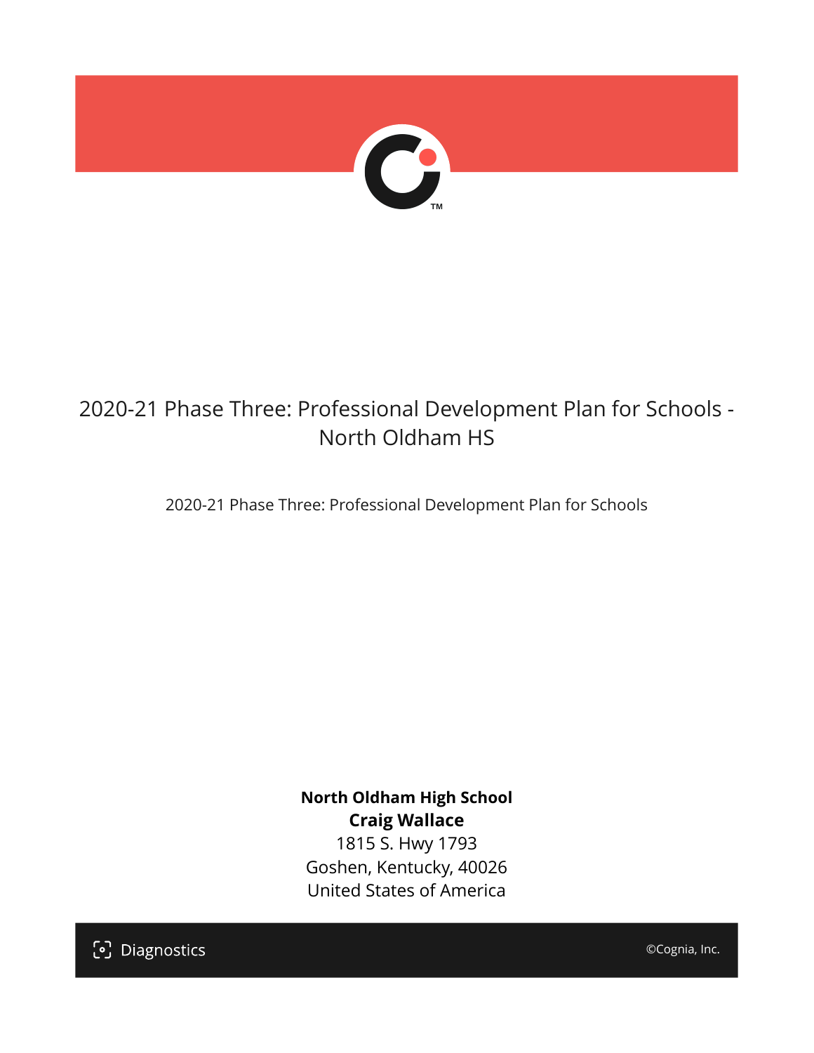# 2020-21 Phase Three: Professional Development Plan for Schools - North Oldham HS

2020-21 Phase Three: Professional Development Plan for Schools

**North Oldham High School**
**Craig Wallace**
1815 S. Hwy 1793
Goshen, Kentucky, 40026
United States of America

Diagnostics

©Cognia, Inc.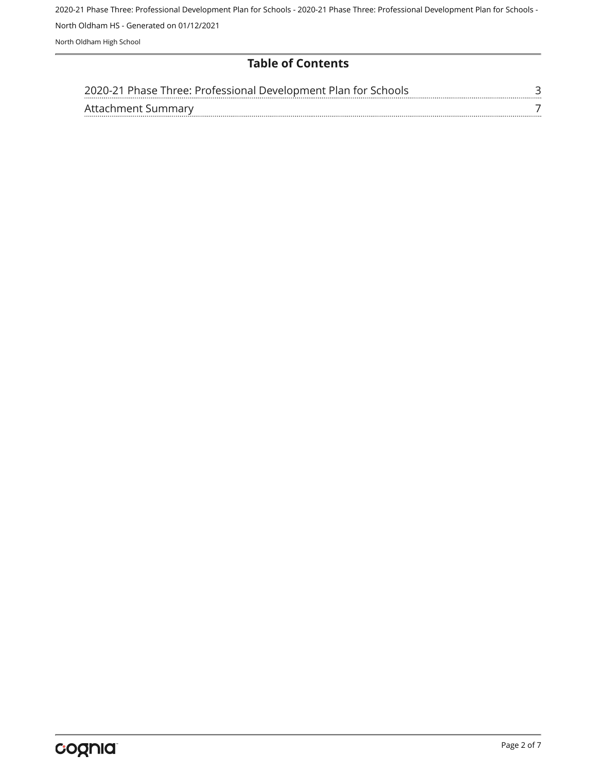## Table of Contents

| | |
|---|---|
| 2020-21 Phase Three: Professional Development Plan for Schools | 3 |
| Attachment Summary | 7 |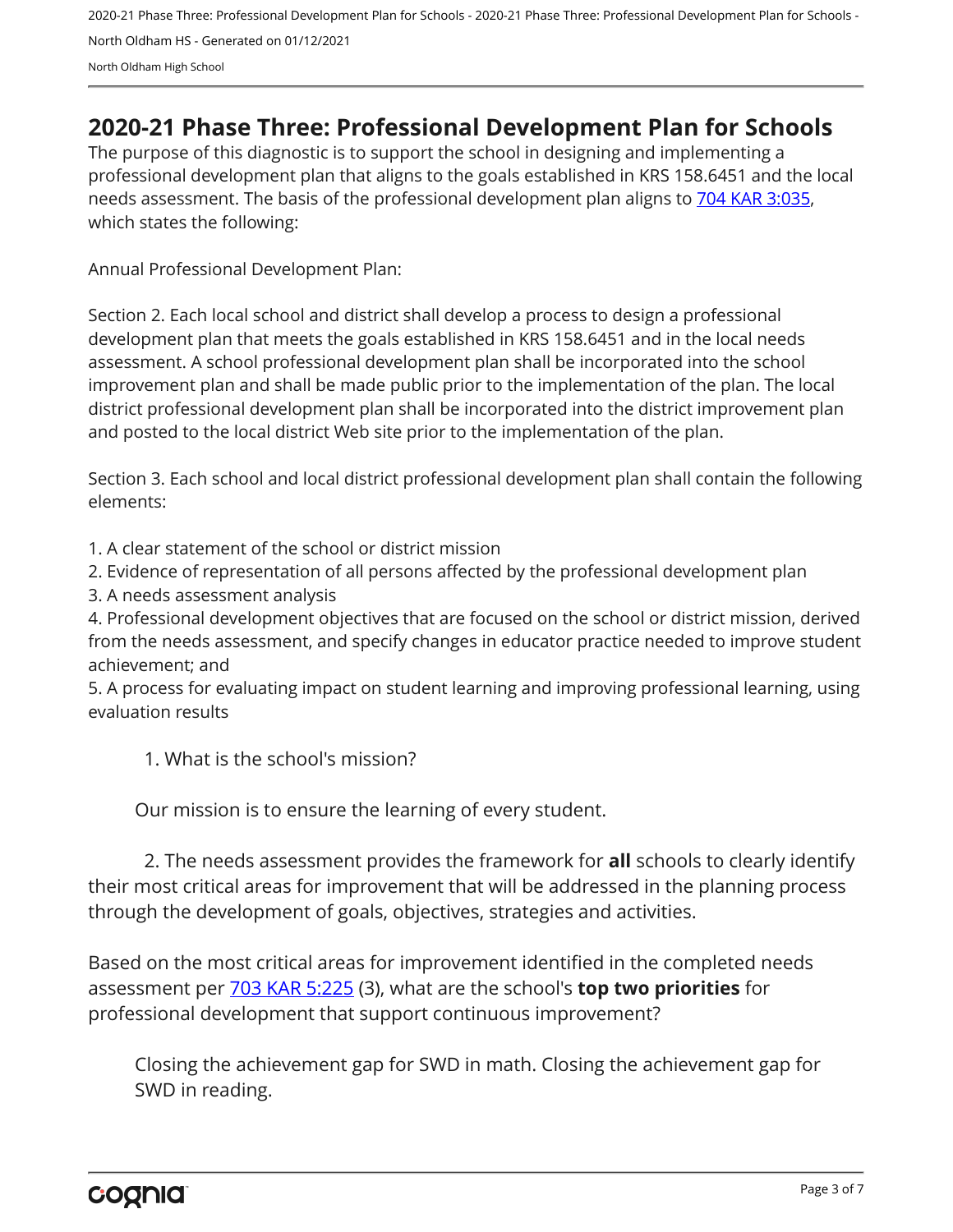## 2020-21 Phase Three: Professional Development Plan for Schools

The purpose of this diagnostic is to support the school in designing and implementing a professional development plan that aligns to the goals established in KRS 158.6451 and the local needs assessment. The basis of the professional development plan aligns to [704 KAR 3:035](#), which states the following:

Annual Professional Development Plan:

Section 2. Each local school and district shall develop a process to design a professional development plan that meets the goals established in KRS 158.6451 and in the local needs assessment. A school professional development plan shall be incorporated into the school improvement plan and shall be made public prior to the implementation of the plan. The local district professional development plan shall be incorporated into the district improvement plan and posted to the local district Web site prior to the implementation of the plan.

Section 3. Each school and local district professional development plan shall contain the following elements:

1. A clear statement of the school or district mission
2. Evidence of representation of all persons affected by the professional development plan
3. A needs assessment analysis
4. Professional development objectives that are focused on the school or district mission, derived from the needs assessment, and specify changes in educator practice needed to improve student achievement; and
5. A process for evaluating impact on student learning and improving professional learning, using evaluation results

1. What is the school's mission?

Our mission is to ensure the learning of every student.

2. The needs assessment provides the framework for **all** schools to clearly identify their most critical areas for improvement that will be addressed in the planning process through the development of goals, objectives, strategies and activities.

Based on the most critical areas for improvement identified in the completed needs assessment per [703 KAR 5:225](#) (3), what are the school's **top two priorities** for professional development that support continuous improvement?

Closing the achievement gap for SWD in math. Closing the achievement gap for SWD in reading.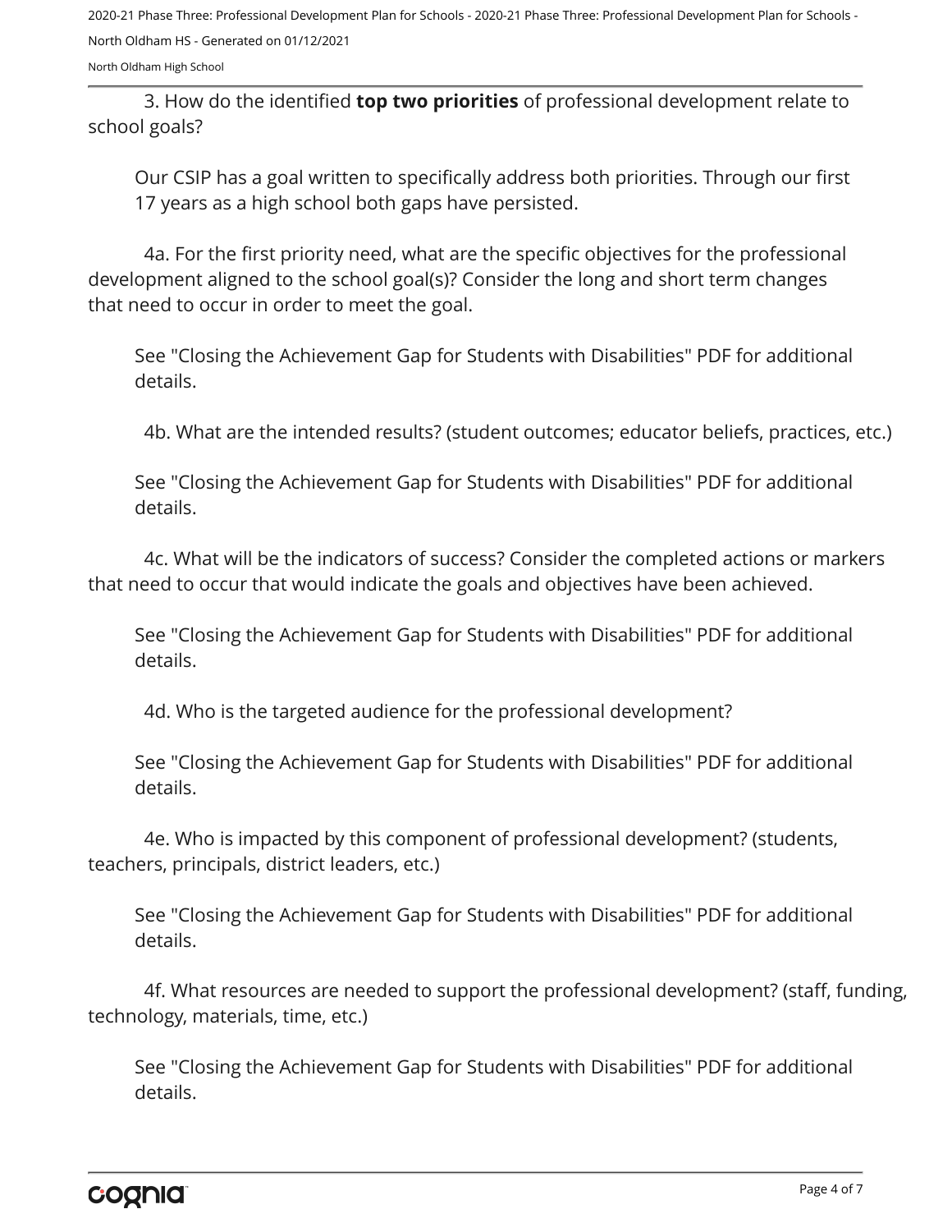3. How do the identified **top two priorities** of professional development relate to school goals?

Our CSIP has a goal written to specifically address both priorities. Through our first 17 years as a high school both gaps have persisted.

4a. For the first priority need, what are the specific objectives for the professional development aligned to the school goal(s)? Consider the long and short term changes that need to occur in order to meet the goal.

See "Closing the Achievement Gap for Students with Disabilities" PDF for additional details.

4b. What are the intended results? (student outcomes; educator beliefs, practices, etc.)

See "Closing the Achievement Gap for Students with Disabilities" PDF for additional details.

4c. What will be the indicators of success? Consider the completed actions or markers that need to occur that would indicate the goals and objectives have been achieved.

See "Closing the Achievement Gap for Students with Disabilities" PDF for additional details.

4d. Who is the targeted audience for the professional development?

See "Closing the Achievement Gap for Students with Disabilities" PDF for additional details.

4e. Who is impacted by this component of professional development? (students, teachers, principals, district leaders, etc.)

See "Closing the Achievement Gap for Students with Disabilities" PDF for additional details.

4f. What resources are needed to support the professional development? (staff, funding, technology, materials, time, etc.)

See "Closing the Achievement Gap for Students with Disabilities" PDF for additional details.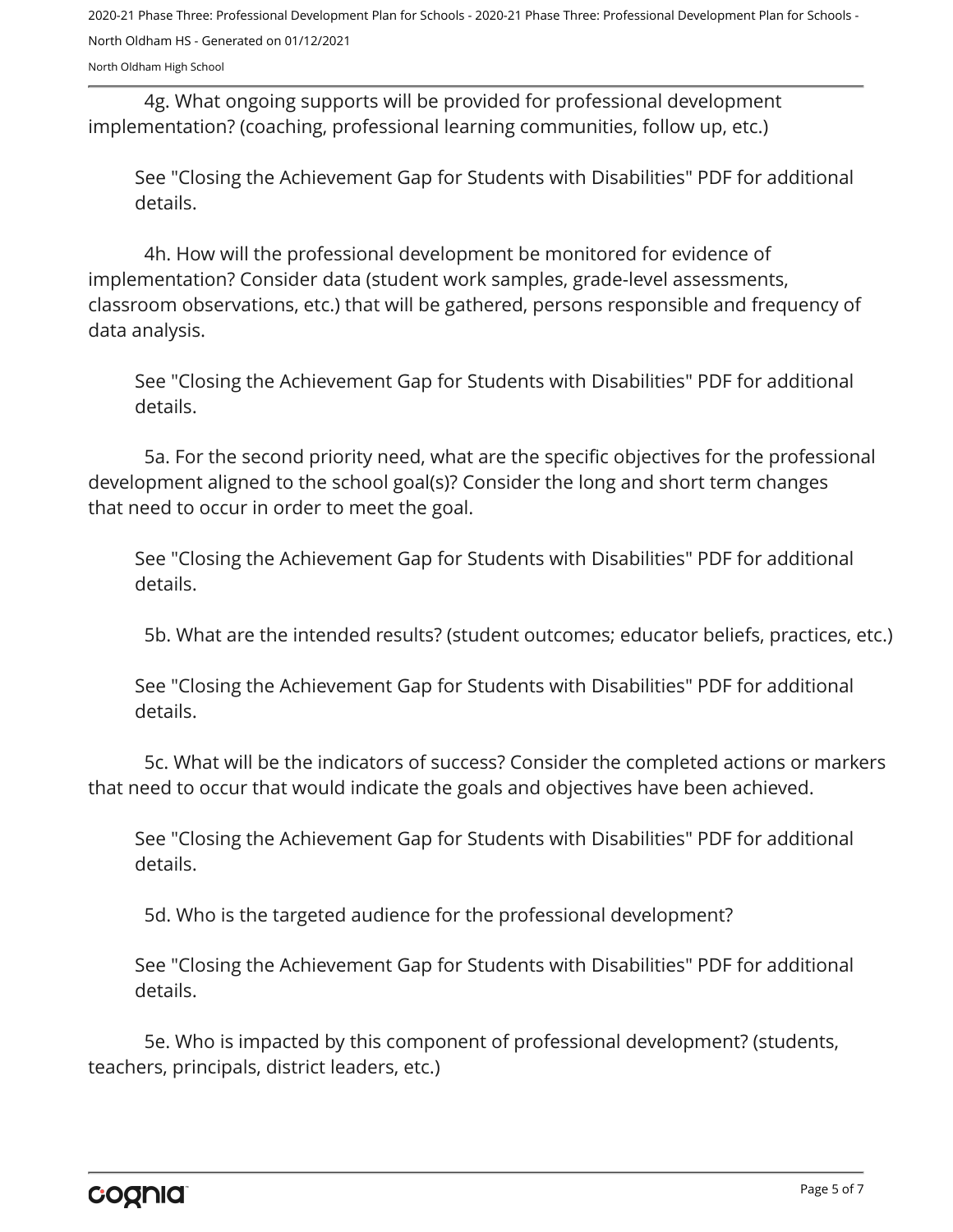4g. What ongoing supports will be provided for professional development implementation? (coaching, professional learning communities, follow up, etc.)

See "Closing the Achievement Gap for Students with Disabilities" PDF for additional details.

4h. How will the professional development be monitored for evidence of implementation? Consider data (student work samples, grade-level assessments, classroom observations, etc.) that will be gathered, persons responsible and frequency of data analysis.

See "Closing the Achievement Gap for Students with Disabilities" PDF for additional details.

5a. For the second priority need, what are the specific objectives for the professional development aligned to the school goal(s)? Consider the long and short term changes that need to occur in order to meet the goal.

See "Closing the Achievement Gap for Students with Disabilities" PDF for additional details.

5b. What are the intended results? (student outcomes; educator beliefs, practices, etc.)

See "Closing the Achievement Gap for Students with Disabilities" PDF for additional details.

5c. What will be the indicators of success? Consider the completed actions or markers that need to occur that would indicate the goals and objectives have been achieved.

See "Closing the Achievement Gap for Students with Disabilities" PDF for additional details.

5d. Who is the targeted audience for the professional development?

See "Closing the Achievement Gap for Students with Disabilities" PDF for additional details.

5e. Who is impacted by this component of professional development? (students, teachers, principals, district leaders, etc.)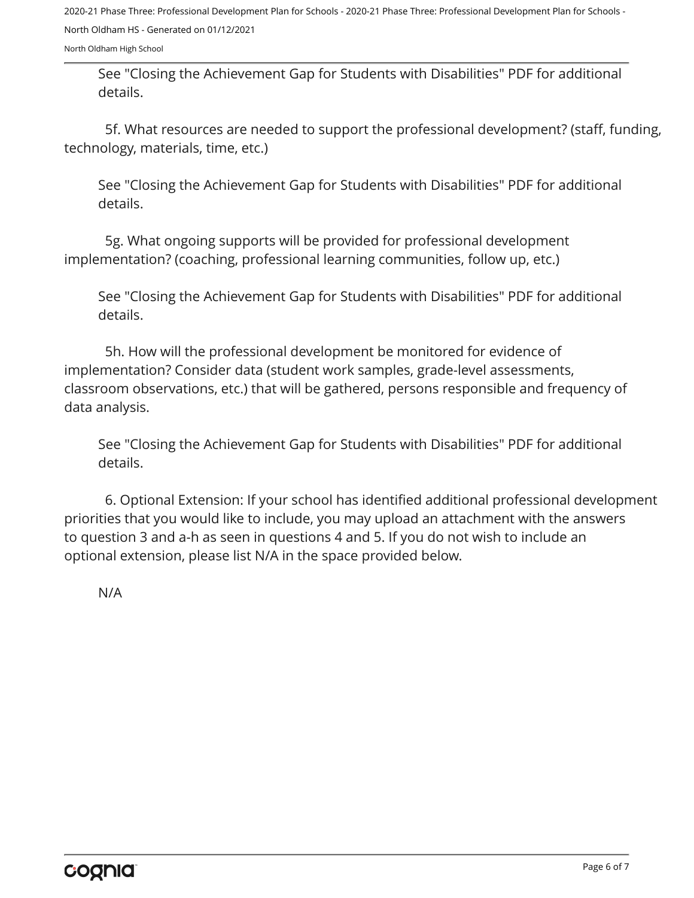See "Closing the Achievement Gap for Students with Disabilities" PDF for additional details.

5f. What resources are needed to support the professional development? (staff, funding, technology, materials, time, etc.)

See "Closing the Achievement Gap for Students with Disabilities" PDF for additional details.

5g. What ongoing supports will be provided for professional development implementation? (coaching, professional learning communities, follow up, etc.)

See "Closing the Achievement Gap for Students with Disabilities" PDF for additional details.

5h. How will the professional development be monitored for evidence of implementation? Consider data (student work samples, grade-level assessments, classroom observations, etc.) that will be gathered, persons responsible and frequency of data analysis.

See "Closing the Achievement Gap for Students with Disabilities" PDF for additional details.

6. Optional Extension: If your school has identified additional professional development priorities that you would like to include, you may upload an attachment with the answers to question 3 and a-h as seen in questions 4 and 5. If you do not wish to include an optional extension, please list N/A in the space provided below.

N/A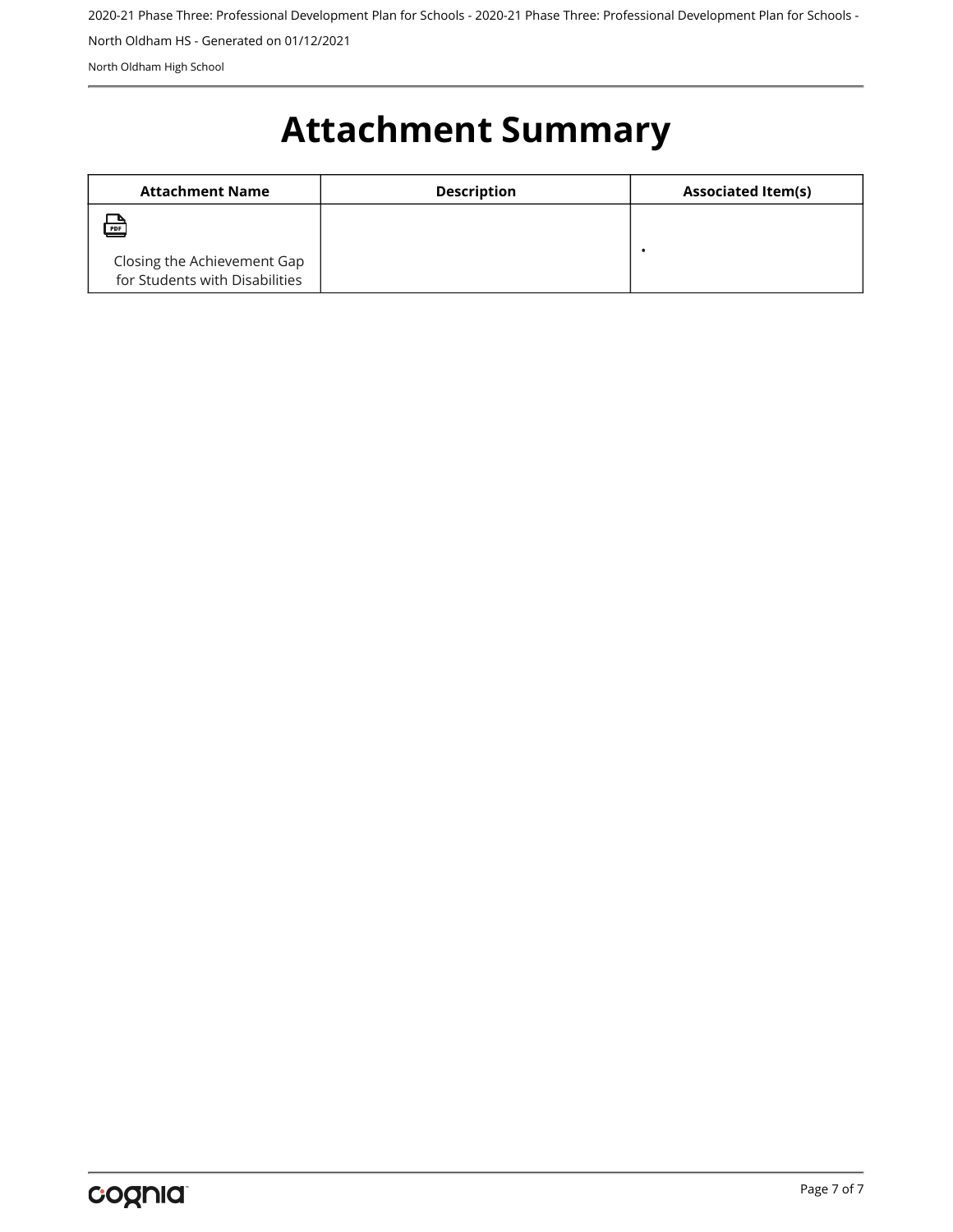# Attachment Summary

| Attachment Name | Description | Associated Item(s) |
|---|---|---|
| Closing the Achievement Gap for Students with Disabilities | | • |